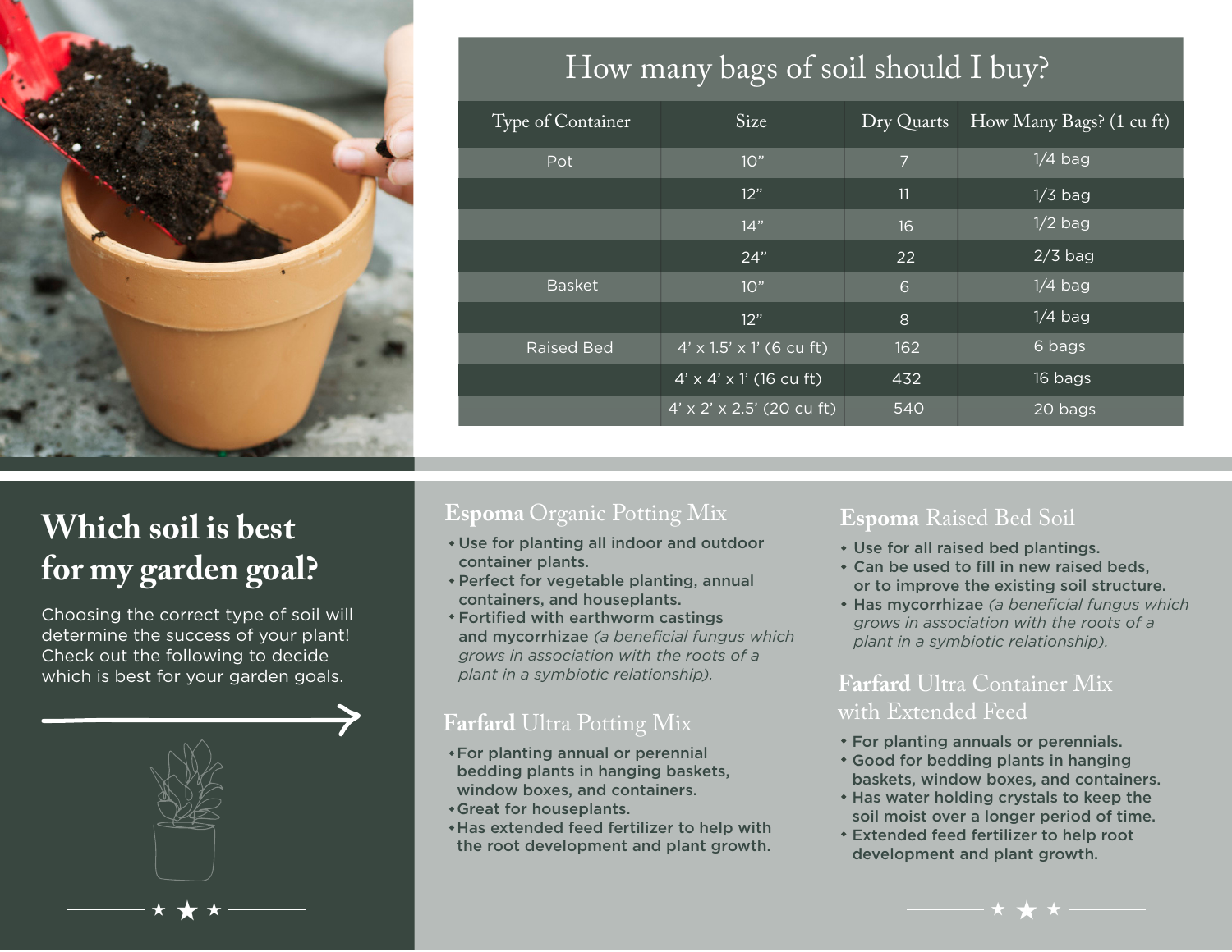# How many bags of soil should I buy?

| Type of Container | Size | Dry Quarts | How Many Bags? (1 cu ft) |
|---|---|---|---|
| Pot | 10" | 7 | 1/4 bag |
| | 12" | 11 | 1/3 bag |
| | 14" | 16 | 1/2 bag |
| | 24" | 22 | 2/3 bag |
| Basket | 10" | 6 | 1/4 bag |
| | 12" | 8 | 1/4 bag |
| Raised Bed | 4' x 1.5' x 1' (6 cu ft) | 162 | 6 bags |
| | 4' x 4' x 1' (16 cu ft) | 432 | 16 bags |
| | 4' x 2' x 2.5' (20 cu ft) | 540 | 20 bags |

## Which soil is best for my garden goal?

Choosing the correct type of soil will determine the success of your plant! Check out the following to decide which is best for your garden goals.

### **Espoma** Organic Potting Mix

- Use for planting all indoor and outdoor container plants.
- Perfect for vegetable planting, annual containers, and houseplants.
- Fortified with earthworm castings and mycorrhizae *(a beneficial fungus which grows in association with the roots of a plant in a symbiotic relationship).*

### **Farfard** Ultra Potting Mix

- For planting annual or perennial bedding plants in hanging baskets, window boxes, and containers.
- Great for houseplants.
- Has extended feed fertilizer to help with the root development and plant growth.

### **Espoma** Raised Bed Soil

- Use for all raised bed plantings.
- Can be used to fill in new raised beds, or to improve the existing soil structure.
- Has mycorrhizae *(a beneficial fungus which grows in association with the roots of a plant in a symbiotic relationship).*

### **Farfard** Ultra Container Mix with Extended Feed

- For planting annuals or perennials.
- Good for bedding plants in hanging baskets, window boxes, and containers.
- Has water holding crystals to keep the soil moist over a longer period of time.
- Extended feed fertilizer to help root development and plant growth.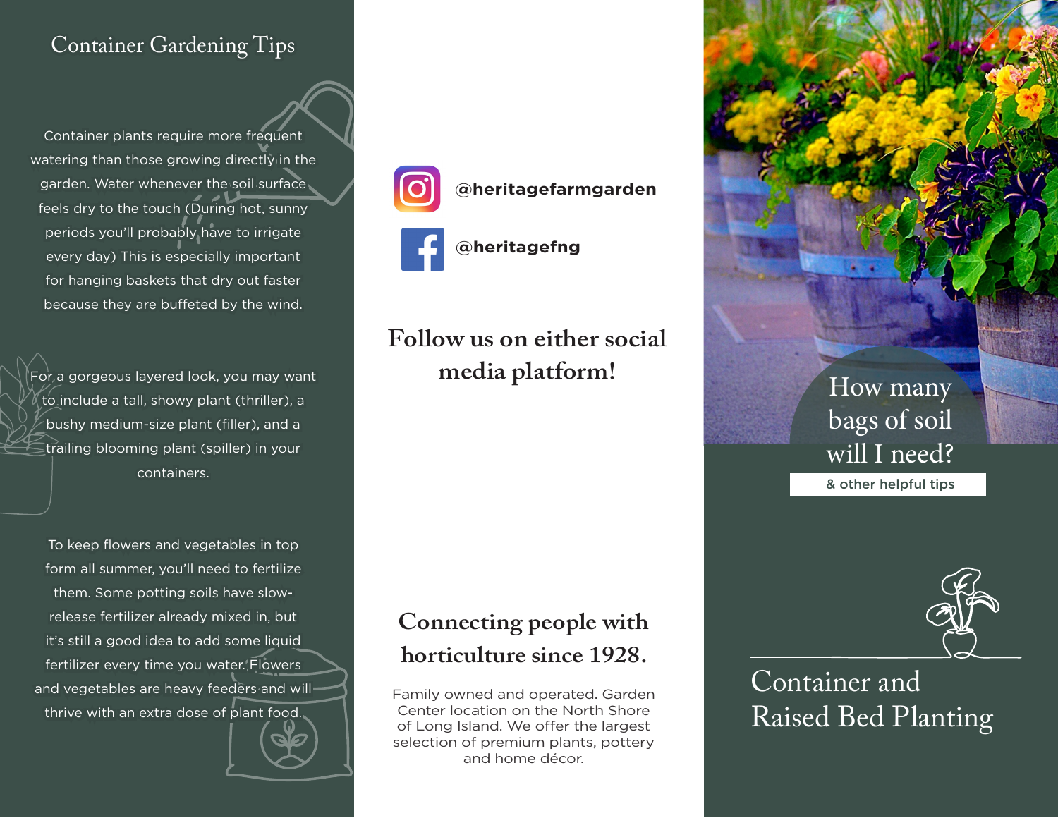## Container Gardening Tips

Container plants require more frequent watering than those growing directly in the garden. Water whenever the soil surface feels dry to the touch (During hot, sunny periods you'll probably have to irrigate every day) This is especially important for hanging baskets that dry out faster because they are buffeted by the wind.

For a gorgeous layered look, you may want to include a tall, showy plant (thriller), a bushy medium-size plant (filler), and a trailing blooming plant (spiller) in your containers.

To keep flowers and vegetables in top form all summer, you'll need to fertilize them. Some potting soils have slow-release fertilizer already mixed in, but it's still a good idea to add some liquid fertilizer every time you water. Flowers and vegetables are heavy feeders and will thrive with an extra dose of plant food.

**@heritagefarmgarden**

**@heritagefng**

## Follow us on either social media platform!

---

## Connecting people with horticulture since 1928.

Family owned and operated. Garden Center location on the North Shore of Long Island. We offer the largest selection of premium plants, pottery and home décor.

## How many bags of soil will I need?

& other helpful tips

# Container and Raised Bed Planting